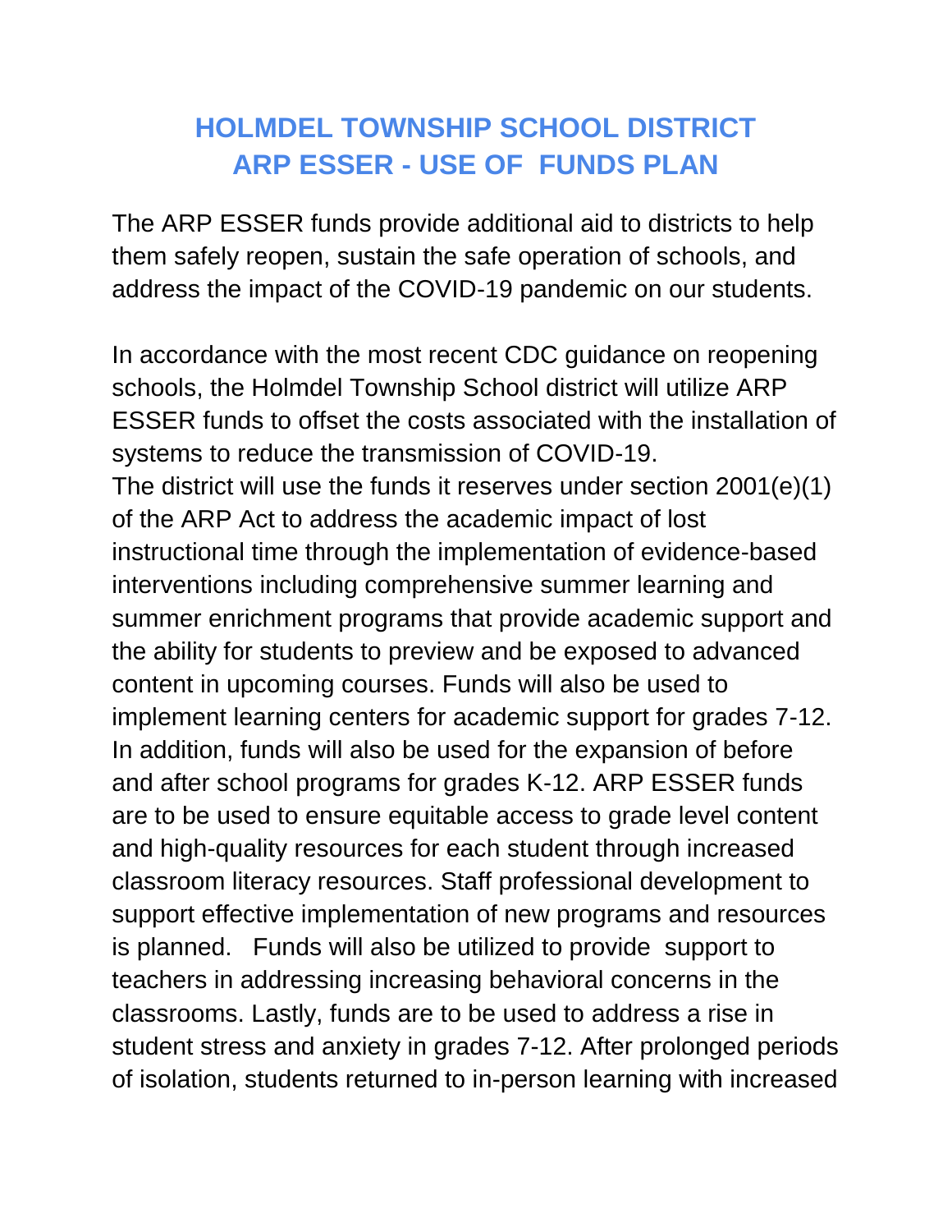# HOLMDEL TOWNSHIP SCHOOL DISTRICT
# ARP ESSER - USE OF FUNDS PLAN

The ARP ESSER funds provide additional aid to districts to help them safely reopen, sustain the safe operation of schools, and address the impact of the COVID-19 pandemic on our students.

In accordance with the most recent CDC guidance on reopening schools, the Holmdel Township School district will utilize ARP ESSER funds to offset the costs associated with the installation of systems to reduce the transmission of COVID-19.
The district will use the funds it reserves under section 2001(e)(1) of the ARP Act to address the academic impact of lost instructional time through the implementation of evidence-based interventions including comprehensive summer learning and summer enrichment programs that provide academic support and the ability for students to preview and be exposed to advanced content in upcoming courses. Funds will also be used to implement learning centers for academic support for grades 7-12. In addition, funds will also be used for the expansion of before and after school programs for grades K-12. ARP ESSER funds are to be used to ensure equitable access to grade level content and high-quality resources for each student through increased classroom literacy resources. Staff professional development to support effective implementation of new programs and resources is planned. Funds will also be utilized to provide support to teachers in addressing increasing behavioral concerns in the classrooms. Lastly, funds are to be used to address a rise in student stress and anxiety in grades 7-12. After prolonged periods of isolation, students returned to in-person learning with increased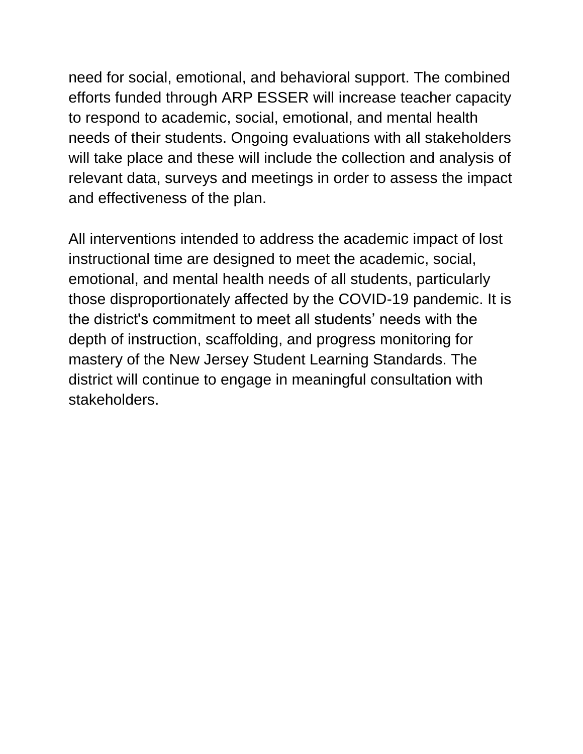need for social, emotional, and behavioral support. The combined efforts funded through ARP ESSER will increase teacher capacity to respond to academic, social, emotional, and mental health needs of their students. Ongoing evaluations with all stakeholders will take place and these will include the collection and analysis of relevant data, surveys and meetings in order to assess the impact and effectiveness of the plan.

All interventions intended to address the academic impact of lost instructional time are designed to meet the academic, social, emotional, and mental health needs of all students, particularly those disproportionately affected by the COVID-19 pandemic. It is the district's commitment to meet all students’ needs with the depth of instruction, scaffolding, and progress monitoring for mastery of the New Jersey Student Learning Standards. The district will continue to engage in meaningful consultation with stakeholders.